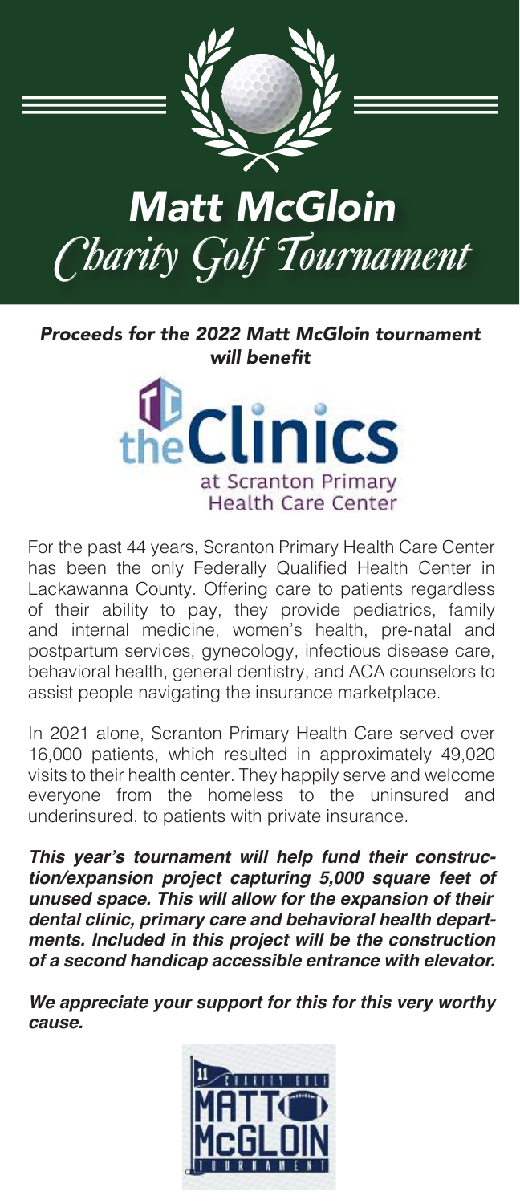# *Matt McGloin*
## *Charity Golf Tournament*

***Proceeds for the 2022 Matt McGloin tournament will benefit***

**theClinics**
at Scranton Primary Health Care Center

For the past 44 years, Scranton Primary Health Care Center has been the only Federally Qualified Health Center in Lackawanna County. Offering care to patients regardless of their ability to pay, they provide pediatrics, family and internal medicine, women's health, pre-natal and postpartum services, gynecology, infectious disease care, behavioral health, general dentistry, and ACA counselors to assist people navigating the insurance marketplace.

In 2021 alone, Scranton Primary Health Care served over 16,000 patients, which resulted in approximately 49,020 visits to their health center. They happily serve and welcome everyone from the homeless to the uninsured and underinsured, to patients with private insurance.

***This year's tournament will help fund their construction/expansion project capturing 5,000 square feet of unused space. This will allow for the expansion of their dental clinic, primary care and behavioral health departments. Included in this project will be the construction of a second handicap accessible entrance with elevator.***

***We appreciate your support for this for this very worthy cause.***

11 CHARITY GOLF
MATT McGLOIN
TOURNAMENT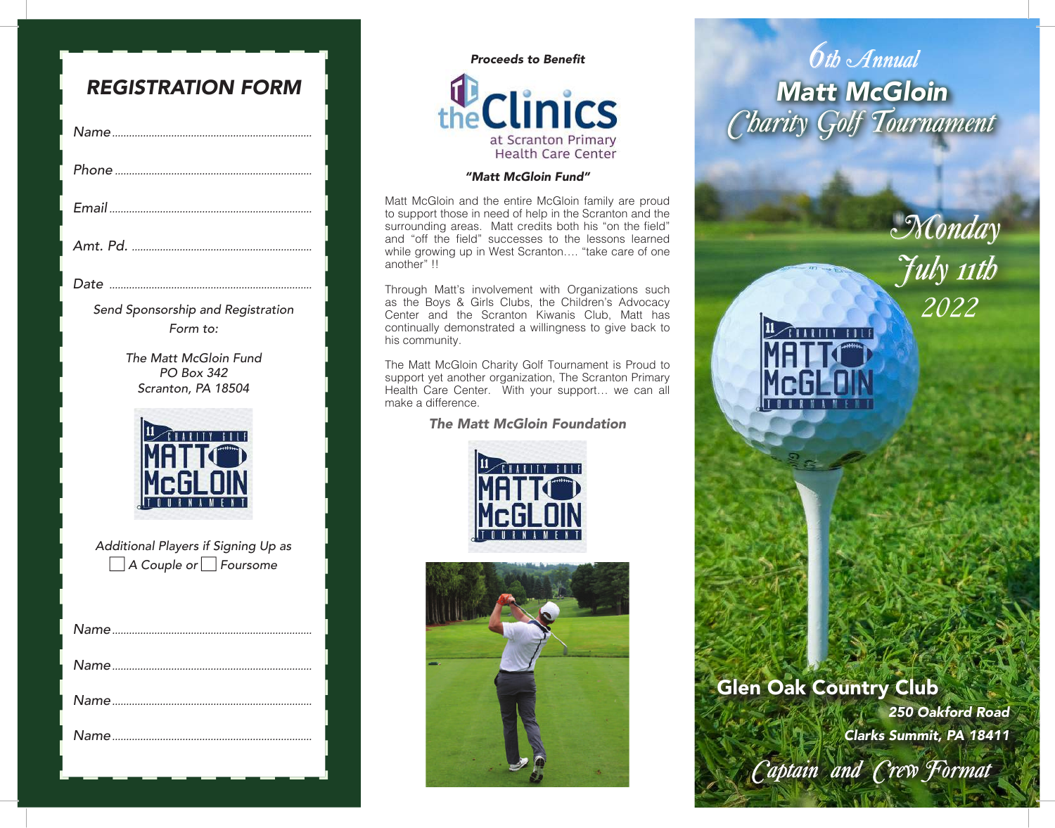## REGISTRATION FORM

Name........................................................................

Phone......................................................................

Email........................................................................

Amt. Pd. ................................................................

Date ........................................................................

*Send Sponsorship and Registration Form to:*

*The Matt McGloin Fund*
*PO Box 342*
*Scranton, PA 18504*

*Additional Players if Signing Up as*
☐ *A Couple or* ☐ *Foursome*

Name........................................................................

Name........................................................................

Name........................................................................

Name........................................................................

***Proceeds to Benefit***

theClinics at Scranton Primary Health Care Center

***"Matt McGloin Fund"***

Matt McGloin and the entire McGloin family are proud to support those in need of help in the Scranton and the surrounding areas. Matt credits both his "on the field" and "off the field" successes to the lessons learned while growing up in West Scranton…. "take care of one another" !!

Through Matt's involvement with Organizations such as the Boys & Girls Clubs, the Children's Advocacy Center and the Scranton Kiwanis Club, Matt has continually demonstrated a willingness to give back to his community.

The Matt McGloin Charity Golf Tournament is Proud to support yet another organization, The Scranton Primary Health Care Center. With your support… we can all make a difference.

***The Matt McGloin Foundation***

# 6th Annual Matt McGloin Charity Golf Tournament

**Monday July 11th 2022**

**Glen Oak Country Club**

***250 Oakford Road***
***Clarks Summit, PA 18411***

*Captain and Crew Format*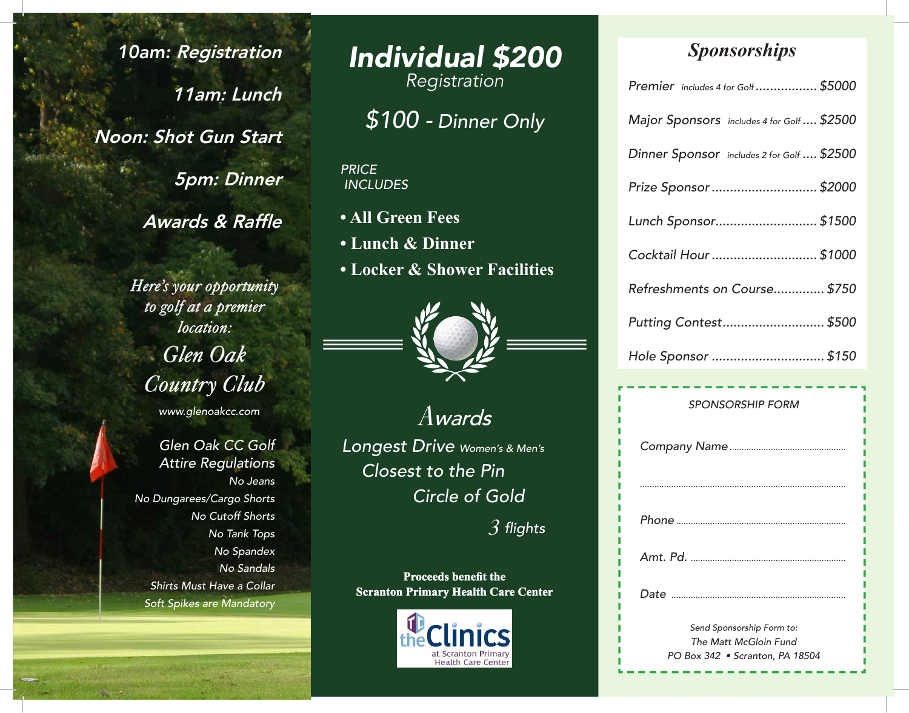10am: Registration

11am: Lunch

Noon: Shot Gun Start

5pm: Dinner

Awards & Raffle

*Here's your opportunity to golf at a premier location:*

*Glen Oak Country Club*

www.glenoakcc.com

Glen Oak CC Golf Attire Regulations

No Jeans
No Dungarees/Cargo Shorts
No Cutoff Shorts
No Tank Tops
No Spandex
No Sandals
Shirts Must Have a Collar
Soft Spikes are Mandatory

# Individual $200
Registration

## $100 - Dinner Only

PRICE INCLUDES

- **All Green Fees**
- **Lunch & Dinner**
- **Locker & Shower Facilities**

## Awards

Longest Drive Women's & Men's

Closest to the Pin

Circle of Gold

3 flights

**Proceeds benefit the Scranton Primary Health Care Center**

theClinics at Scranton Primary Health Care Center

## *Sponsorships*

| | |
|---|---|
| Premier includes 4 for Golf | $5000 |
| Major Sponsors includes 4 for Golf | $2500 |
| Dinner Sponsor includes 2 for Golf | $2500 |
| Prize Sponsor | $2000 |
| Lunch Sponsor | $1500 |
| Cocktail Hour | $1000 |
| Refreshments on Course | $750 |
| Putting Contest | $500 |
| Hole Sponsor | $150 |

SPONSORSHIP FORM

Company Name ..............................................

..............................................

Phone ..............................................

Amt. Pd. ..............................................

Date ..............................................

*Send Sponsorship Form to:*
*The Matt McGloin Fund*
*PO Box 342 • Scranton, PA 18504*